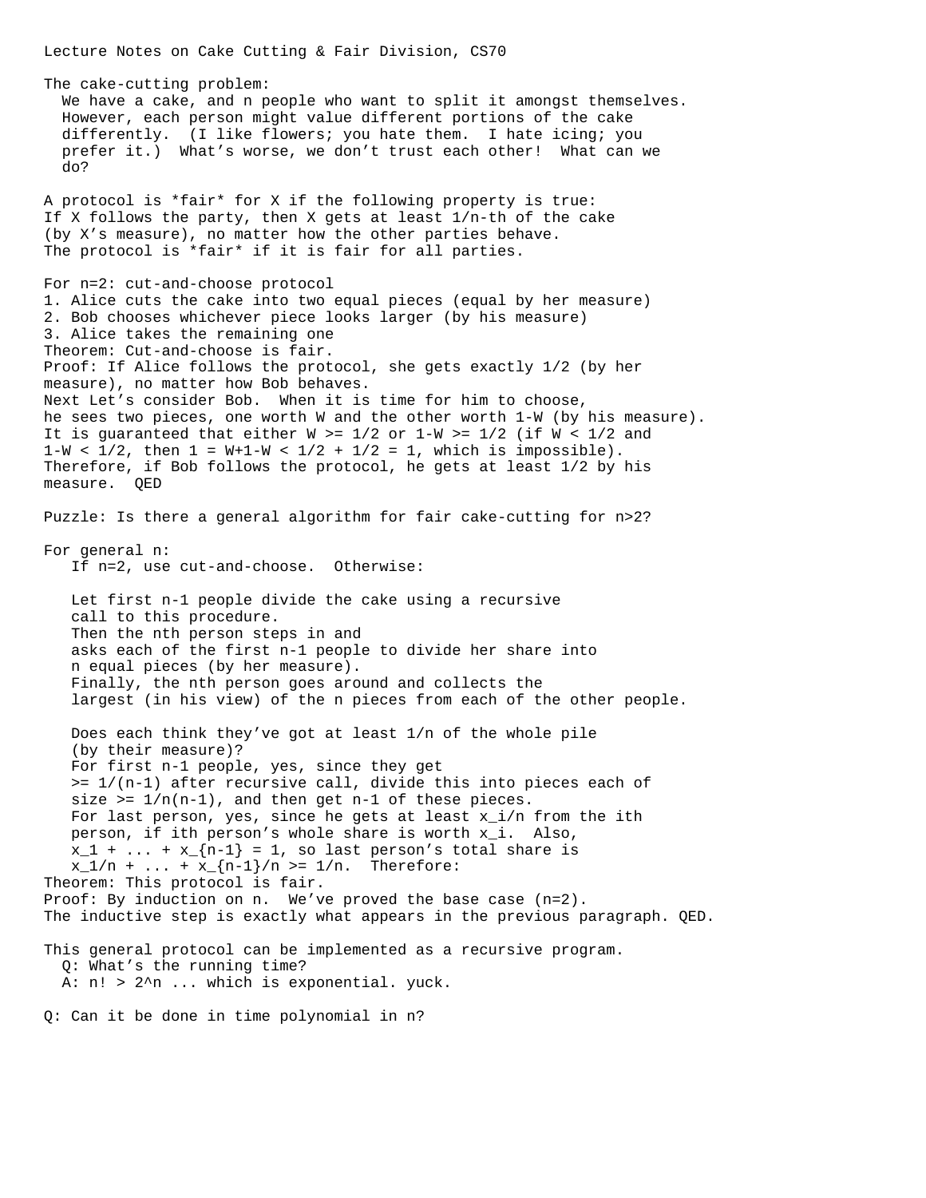Lecture Notes on Cake Cutting & Fair Division, CS70

The cake-cutting problem:
We have a cake, and n people who want to split it amongst themselves. However, each person might value different portions of the cake differently. (I like flowers; you hate them. I hate icing; you prefer it.) What's worse, we don't trust each other! What can we do?

A protocol is *fair* for X if the following property is true:
If X follows the party, then X gets at least 1/n-th of the cake (by X's measure), no matter how the other parties behave.
The protocol is *fair* if it is fair for all parties.

For n=2: cut-and-choose protocol
1. Alice cuts the cake into two equal pieces (equal by her measure)
2. Bob chooses whichever piece looks larger (by his measure)
3. Alice takes the remaining one

Theorem: Cut-and-choose is fair.
Proof: If Alice follows the protocol, she gets exactly 1/2 (by her measure), no matter how Bob behaves.
Next Let's consider Bob. When it is time for him to choose, he sees two pieces, one worth W and the other worth 1-W (by his measure).
It is guaranteed that either $W \geq 1/2$ or $1-W \geq 1/2$ (if $W < 1/2$ and $1-W < 1/2$, then $1 = W+1-W < 1/2 + 1/2 = 1$, which is impossible).
Therefore, if Bob follows the protocol, he gets at least 1/2 by his measure. QED

Puzzle: Is there a general algorithm for fair cake-cutting for n>2?

For general n:
If n=2, use cut-and-choose. Otherwise:

Let first n-1 people divide the cake using a recursive call to this procedure.
Then the nth person steps in and asks each of the first n-1 people to divide her share into n equal pieces (by her measure).
Finally, the nth person goes around and collects the largest (in his view) of the n pieces from each of the other people.

Does each think they've got at least 1/n of the whole pile (by their measure)?
For first n-1 people, yes, since they get $\geq 1/(n-1)$ after recursive call, divide this into pieces each of size $\geq 1/n(n-1)$, and then get n-1 of these pieces.
For last person, yes, since he gets at least $x_i/n$ from the ith person, if ith person's whole share is worth $x_i$. Also, $x_1 + \ldots + x_{n-1} = 1$, so last person's total share is $x_1/n + \ldots + x_{n-1}/n \geq 1/n$. Therefore:

Theorem: This protocol is fair.
Proof: By induction on n. We've proved the base case (n=2).
The inductive step is exactly what appears in the previous paragraph. QED.

This general protocol can be implemented as a recursive program.
Q: What's the running time?
A: $n! > 2^n$ ... which is exponential. yuck.

Q: Can it be done in time polynomial in n?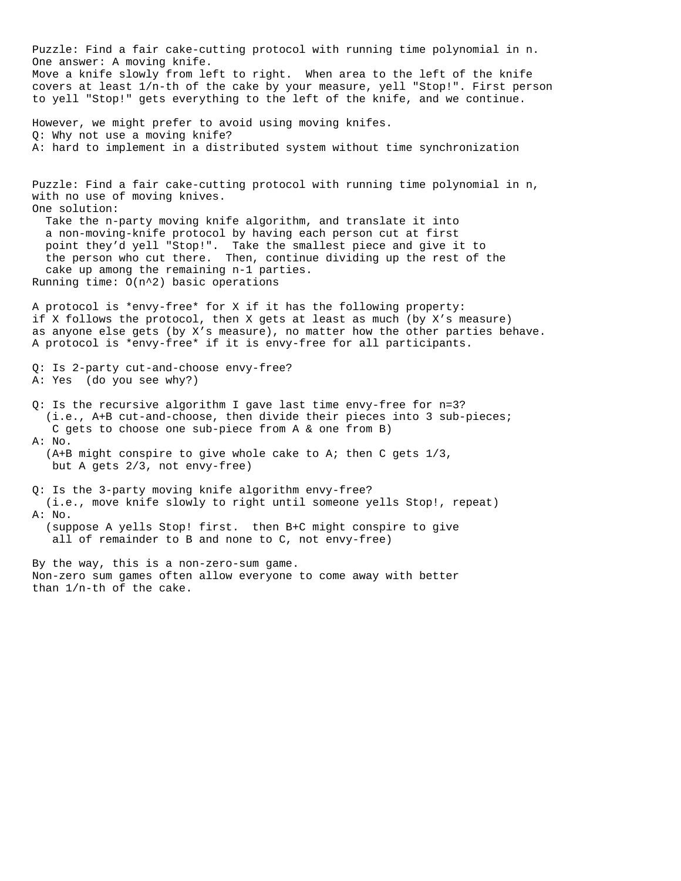Puzzle: Find a fair cake-cutting protocol with running time polynomial in n.
One answer: A moving knife.
Move a knife slowly from left to right. When area to the left of the knife covers at least 1/n-th of the cake by your measure, yell "Stop!". First person to yell "Stop!" gets everything to the left of the knife, and we continue.

However, we might prefer to avoid using moving knifes.
Q: Why not use a moving knife?
A: hard to implement in a distributed system without time synchronization

Puzzle: Find a fair cake-cutting protocol with running time polynomial in n, with no use of moving knives.
One solution:
  Take the n-party moving knife algorithm, and translate it into a non-moving-knife protocol by having each person cut at first point they'd yell "Stop!". Take the smallest piece and give it to the person who cut there. Then, continue dividing up the rest of the cake up among the remaining n-1 parties.
Running time: $O(n^2)$ basic operations

A protocol is *envy-free* for X if it has the following property:
if X follows the protocol, then X gets at least as much (by X's measure) as anyone else gets (by X's measure), no matter how the other parties behave.
A protocol is *envy-free* if it is envy-free for all participants.

Q: Is 2-party cut-and-choose envy-free?
A: Yes (do you see why?)

Q: Is the recursive algorithm I gave last time envy-free for n=3?
  (i.e., A+B cut-and-choose, then divide their pieces into 3 sub-pieces; C gets to choose one sub-piece from A & one from B)
A: No.
  (A+B might conspire to give whole cake to A; then C gets 1/3, but A gets 2/3, not envy-free)

Q: Is the 3-party moving knife algorithm envy-free?
  (i.e., move knife slowly to right until someone yells Stop!, repeat)
A: No.
  (suppose A yells Stop! first. then B+C might conspire to give all of remainder to B and none to C, not envy-free)

By the way, this is a non-zero-sum game.
Non-zero sum games often allow everyone to come away with better than 1/n-th of the cake.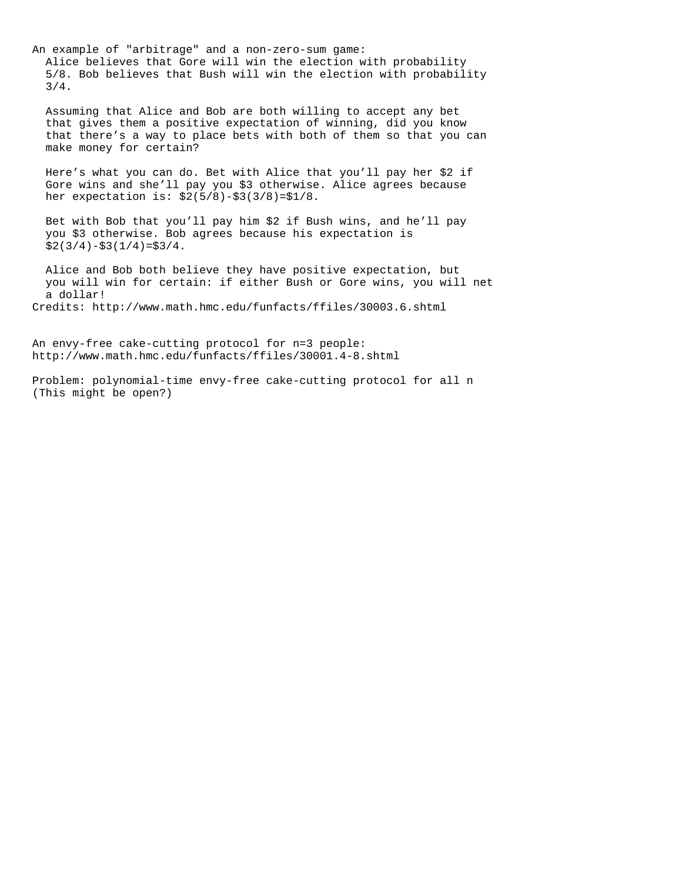An example of "arbitrage" and a non-zero-sum game:

Alice believes that Gore will win the election with probability 5/8. Bob believes that Bush will win the election with probability 3/4.

Assuming that Alice and Bob are both willing to accept any bet that gives them a positive expectation of winning, did you know that there's a way to place bets with both of them so that you can make money for certain?

Here's what you can do. Bet with Alice that you'll pay her $2 if Gore wins and she'll pay you $3 otherwise. Alice agrees because her expectation is: $2(5/8)-$3(3/8)=$1/8.

Bet with Bob that you'll pay him $2 if Bush wins, and he'll pay you $3 otherwise. Bob agrees because his expectation is $2(3/4)-$3(1/4)=$3/4.

Alice and Bob both believe they have positive expectation, but you will win for certain: if either Bush or Gore wins, you will net a dollar!

Credits: http://www.math.hmc.edu/funfacts/ffiles/30003.6.shtml

An envy-free cake-cutting protocol for n=3 people:
http://www.math.hmc.edu/funfacts/ffiles/30001.4-8.shtml

Problem: polynomial-time envy-free cake-cutting protocol for all n
(This might be open?)